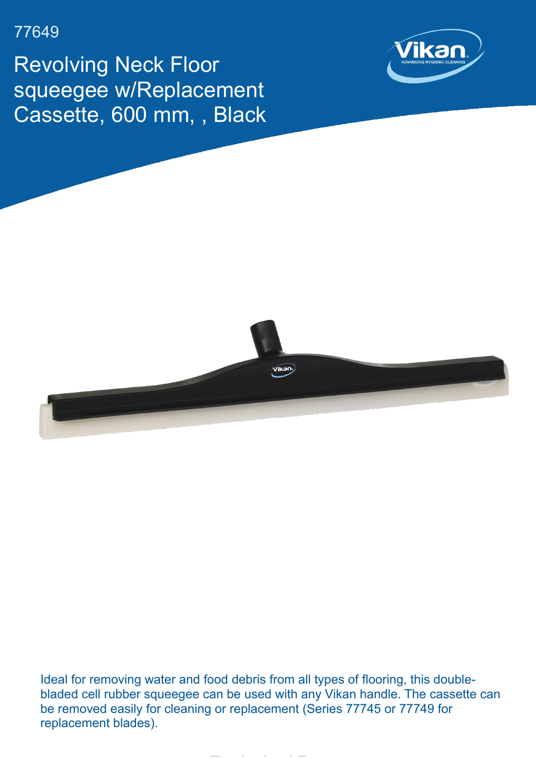77649

# Revolving Neck Floor squeegee w/Replacement Cassette, 600 mm, , Black

Ideal for removing water and food debris from all types of flooring, this double-bladed cell rubber squeegee can be used with any Vikan handle. The cassette can be removed easily for cleaning or replacement (Series 77745 or 77749 for replacement blades).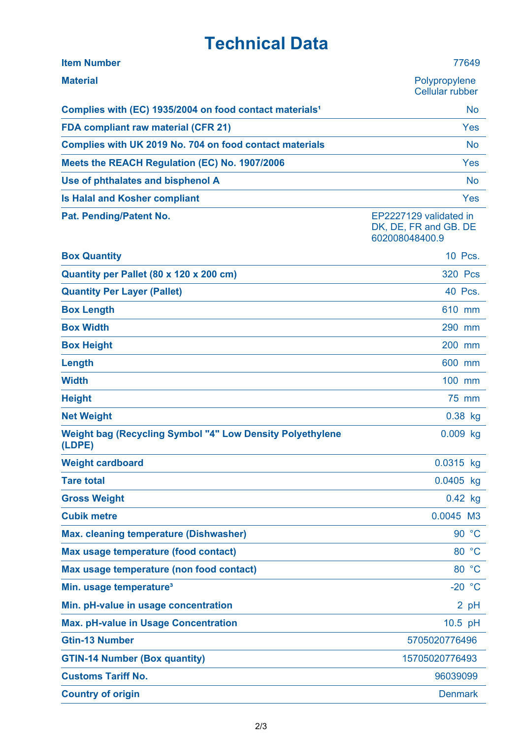# Technical Data

| | |
|---|---|
| **Item Number** | 77649 |
| **Material** | Polypropylene<br>Cellular rubber |
| **Complies with (EC) 1935/2004 on food contact materials¹** | No |
| **FDA compliant raw material (CFR 21)** | Yes |
| **Complies with UK 2019 No. 704 on food contact materials** | No |
| **Meets the REACH Regulation (EC) No. 1907/2006** | Yes |
| **Use of phthalates and bisphenol A** | No |
| **Is Halal and Kosher compliant** | Yes |
| **Pat. Pending/Patent No.** | EP2227129 validated in DK, DE, FR and GB. DE 602008048400.9 |
| **Box Quantity** | 10 Pcs. |
| **Quantity per Pallet (80 x 120 x 200 cm)** | 320 Pcs |
| **Quantity Per Layer (Pallet)** | 40 Pcs. |
| **Box Length** | 610 mm |
| **Box Width** | 290 mm |
| **Box Height** | 200 mm |
| **Length** | 600 mm |
| **Width** | 100 mm |
| **Height** | 75 mm |
| **Net Weight** | 0.38 kg |
| **Weight bag (Recycling Symbol "4" Low Density Polyethylene (LDPE)** | 0.009 kg |
| **Weight cardboard** | 0.0315 kg |
| **Tare total** | 0.0405 kg |
| **Gross Weight** | 0.42 kg |
| **Cubik metre** | 0.0045 M3 |
| **Max. cleaning temperature (Dishwasher)** | 90 °C |
| **Max usage temperature (food contact)** | 80 °C |
| **Max usage temperature (non food contact)** | 80 °C |
| **Min. usage temperature³** | -20 °C |
| **Min. pH-value in usage concentration** | 2 pH |
| **Max. pH-value in Usage Concentration** | 10.5 pH |
| **Gtin-13 Number** | 5705020776496 |
| **GTIN-14 Number (Box quantity)** | 15705020776493 |
| **Customs Tariff No.** | 96039099 |
| **Country of origin** | Denmark |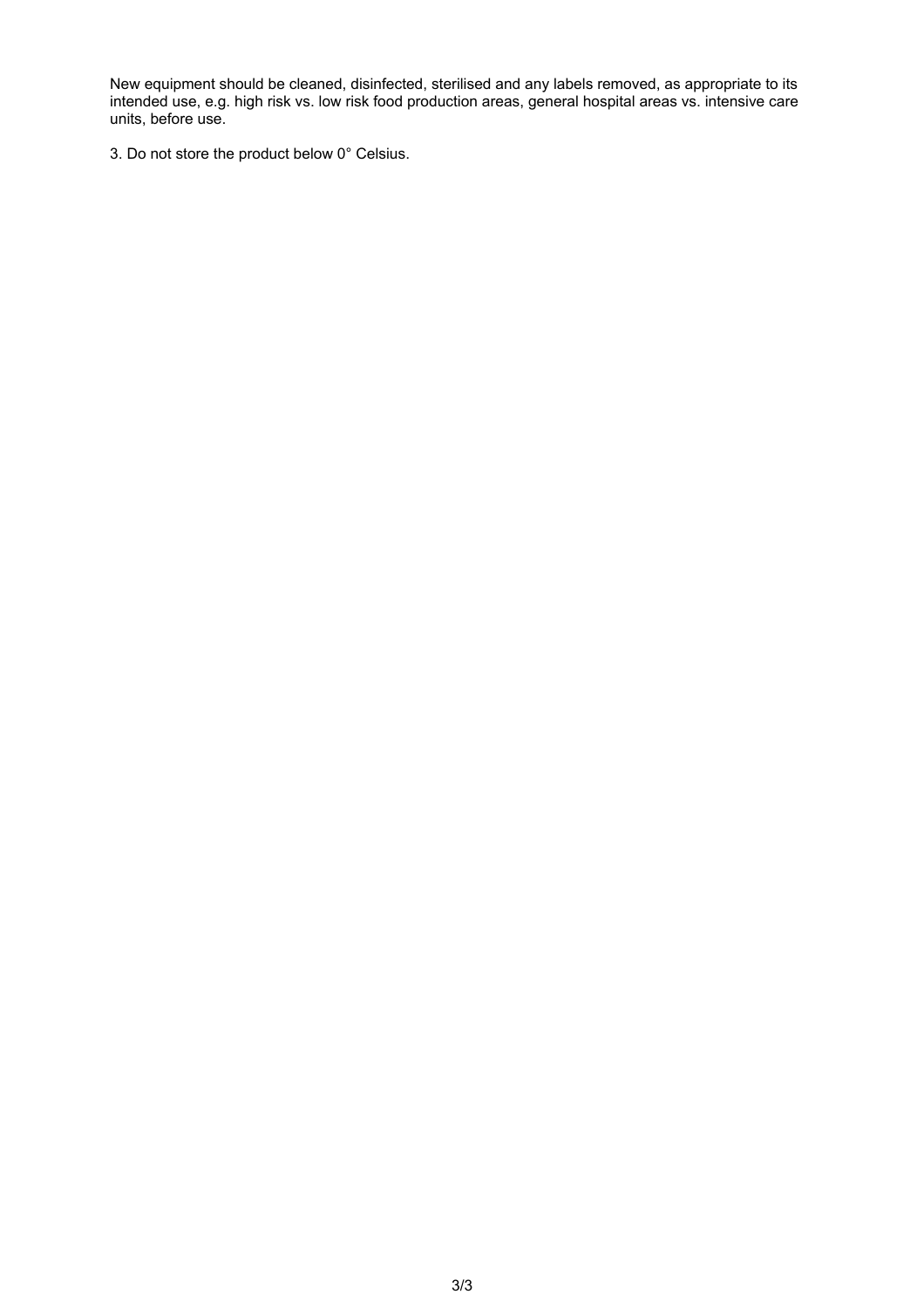New equipment should be cleaned, disinfected, sterilised and any labels removed, as appropriate to its intended use, e.g. high risk vs. low risk food production areas, general hospital areas vs. intensive care units, before use.

3. Do not store the product below 0° Celsius.